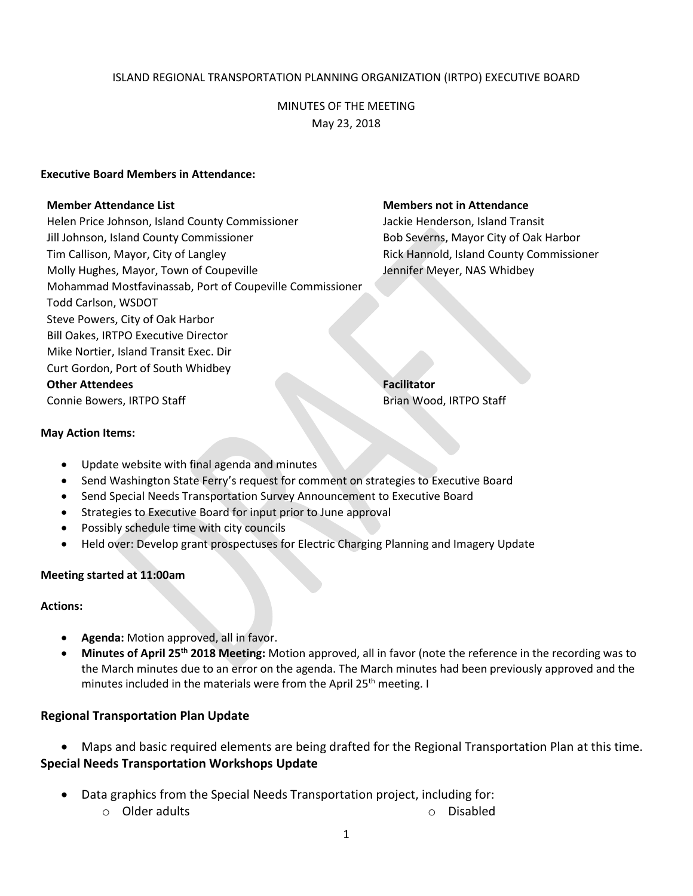ISLAND REGIONAL TRANSPORTATION PLANNING ORGANIZATION (IRTPO) EXECUTIVE BOARD

MINUTES OF THE MEETING
May 23, 2018

**Executive Board Members in Attendance:**

**Member Attendance List**
Helen Price Johnson, Island County Commissioner
Jill Johnson, Island County Commissioner
Tim Callison, Mayor, City of Langley
Molly Hughes, Mayor, Town of Coupeville
Mohammad Mostfavinassab, Port of Coupeville Commissioner
Todd Carlson, WSDOT
Steve Powers, City of Oak Harbor
Bill Oakes, IRTPO Executive Director
Mike Nortier, Island Transit Exec. Dir
Curt Gordon, Port of South Whidbey

**Members not in Attendance**
Jackie Henderson, Island Transit
Bob Severns, Mayor City of Oak Harbor
Rick Hannold, Island County Commissioner
Jennifer Meyer, NAS Whidbey

**Other Attendees**
Connie Bowers, IRTPO Staff

**Facilitator**
Brian Wood, IRTPO Staff

**May Action Items:**

- Update website with final agenda and minutes
- Send Washington State Ferry's request for comment on strategies to Executive Board
- Send Special Needs Transportation Survey Announcement to Executive Board
- Strategies to Executive Board for input prior to June approval
- Possibly schedule time with city councils
- Held over: Develop grant prospectuses for Electric Charging Planning and Imagery Update

**Meeting started at 11:00am**

**Actions:**

- **Agenda:** Motion approved, all in favor.
- **Minutes of April 25th 2018 Meeting:** Motion approved, all in favor (note the reference in the recording was to the March minutes due to an error on the agenda. The March minutes had been previously approved and the minutes included in the materials were from the April 25th meeting. I

## Regional Transportation Plan Update

- Maps and basic required elements are being drafted for the Regional Transportation Plan at this time.

## Special Needs Transportation Workshops Update

- Data graphics from the Special Needs Transportation project, including for:
    - Older adults
    - Disabled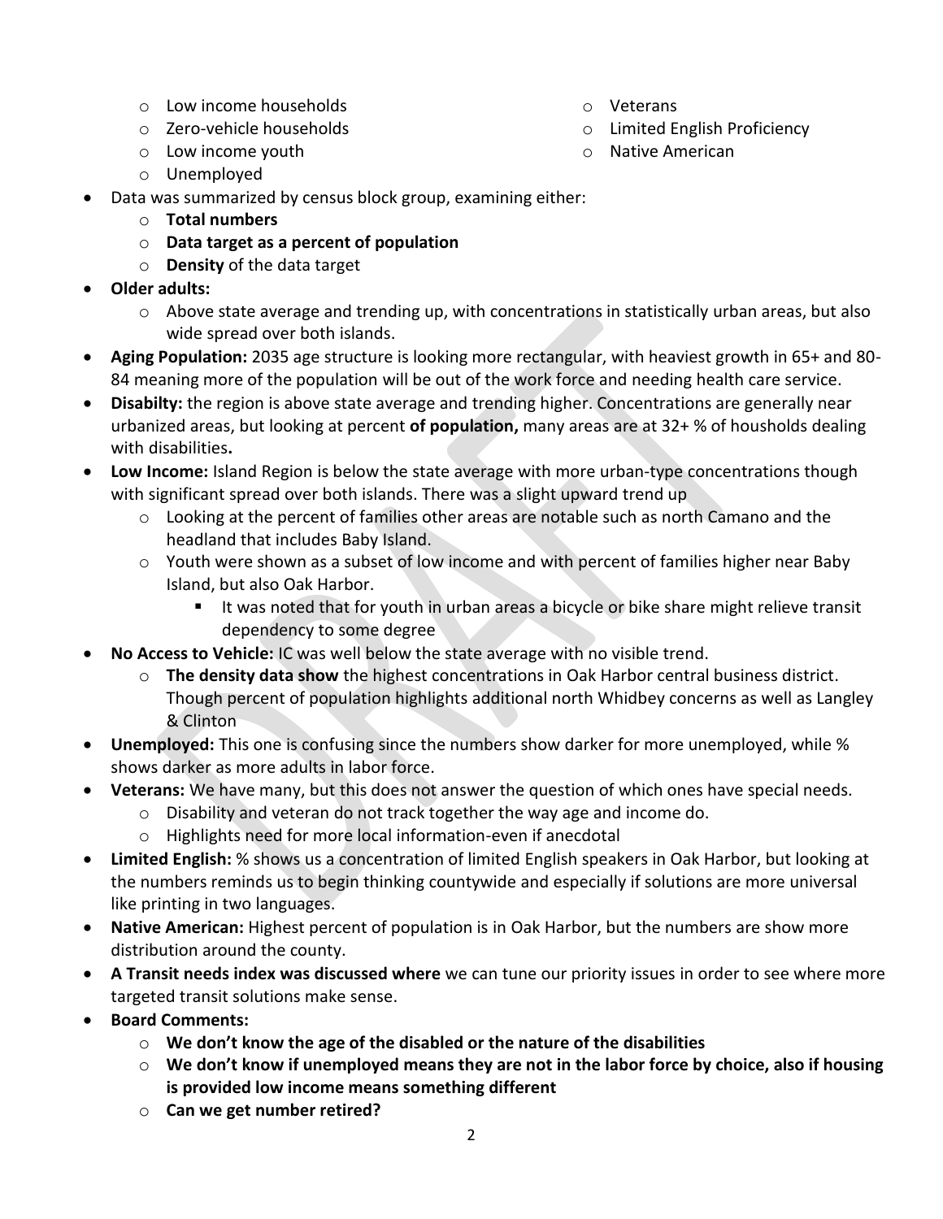- Low income households
- Zero-vehicle households
- Low income youth
- Unemployed
- Veterans
- Limited English Proficiency
- Native American

- Data was summarized by census block group, examining either:
  - **Total numbers**
  - **Data target as a percent of population**
  - **Density** of the data target
- **Older adults:**
  - Above state average and trending up, with concentrations in statistically urban areas, but also wide spread over both islands.
- **Aging Population:** 2035 age structure is looking more rectangular, with heaviest growth in 65+ and 80-84 meaning more of the population will be out of the work force and needing health care service.
- **Disabilty:** the region is above state average and trending higher. Concentrations are generally near urbanized areas, but looking at percent **of population,** many areas are at 32+ % of housholds dealing with disabilities**.**
- **Low Income:** Island Region is below the state average with more urban-type concentrations though with significant spread over both islands. There was a slight upward trend up
  - Looking at the percent of families other areas are notable such as north Camano and the headland that includes Baby Island.
  - Youth were shown as a subset of low income and with percent of families higher near Baby Island, but also Oak Harbor.
    - It was noted that for youth in urban areas a bicycle or bike share might relieve transit dependency to some degree
- **No Access to Vehicle:** IC was well below the state average with no visible trend.
  - **The density data show** the highest concentrations in Oak Harbor central business district. Though percent of population highlights additional north Whidbey concerns as well as Langley & Clinton
- **Unemployed:** This one is confusing since the numbers show darker for more unemployed, while % shows darker as more adults in labor force.
- **Veterans:** We have many, but this does not answer the question of which ones have special needs.
  - Disability and veteran do not track together the way age and income do.
  - Highlights need for more local information-even if anecdotal
- **Limited English:** % shows us a concentration of limited English speakers in Oak Harbor, but looking at the numbers reminds us to begin thinking countywide and especially if solutions are more universal like printing in two languages.
- **Native American:** Highest percent of population is in Oak Harbor, but the numbers are show more distribution around the county.
- **A Transit needs index was discussed where** we can tune our priority issues in order to see where more targeted transit solutions make sense.
- **Board Comments:**
  - **We don't know the age of the disabled or the nature of the disabilities**
  - **We don't know if unemployed means they are not in the labor force by choice, also if housing is provided low income means something different**
  - **Can we get number retired?**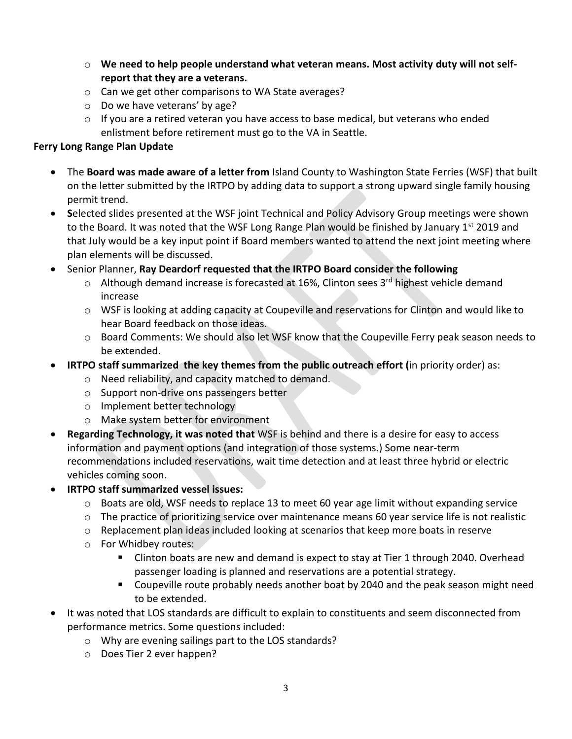- **We need to help people understand what veteran means. Most activity duty will not self-report that they are a veterans.**
- Can we get other comparisons to WA State averages?
- Do we have veterans' by age?
- If you are a retired veteran you have access to base medical, but veterans who ended enlistment before retirement must go to the VA in Seattle.

**Ferry Long Range Plan Update**

- The **Board was made aware of a letter from** Island County to Washington State Ferries (WSF) that built on the letter submitted by the IRTPO by adding data to support a strong upward single family housing permit trend.
- **S**elected slides presented at the WSF joint Technical and Policy Advisory Group meetings were shown to the Board. It was noted that the WSF Long Range Plan would be finished by January 1st 2019 and that July would be a key input point if Board members wanted to attend the next joint meeting where plan elements will be discussed.
- Senior Planner, **Ray Deardorf requested that the IRTPO Board consider the following**
  - Although demand increase is forecasted at 16%, Clinton sees 3rd highest vehicle demand increase
  - WSF is looking at adding capacity at Coupeville and reservations for Clinton and would like to hear Board feedback on those ideas.
  - Board Comments: We should also let WSF know that the Coupeville Ferry peak season needs to be extended.
- **IRTPO staff summarized the key themes from the public outreach effort (**in priority order) as:
  - Need reliability, and capacity matched to demand.
  - Support non-drive ons passengers better
  - Implement better technology
  - Make system better for environment
- **Regarding Technology, it was noted that** WSF is behind and there is a desire for easy to access information and payment options (and integration of those systems.) Some near-term recommendations included reservations, wait time detection and at least three hybrid or electric vehicles coming soon.
- **IRTPO staff summarized vessel issues:**
  - Boats are old, WSF needs to replace 13 to meet 60 year age limit without expanding service
  - The practice of prioritizing service over maintenance means 60 year service life is not realistic
  - Replacement plan ideas included looking at scenarios that keep more boats in reserve
  - For Whidbey routes:
    - Clinton boats are new and demand is expect to stay at Tier 1 through 2040. Overhead passenger loading is planned and reservations are a potential strategy.
    - Coupeville route probably needs another boat by 2040 and the peak season might need to be extended.
- It was noted that LOS standards are difficult to explain to constituents and seem disconnected from performance metrics. Some questions included:
  - Why are evening sailings part to the LOS standards?
  - Does Tier 2 ever happen?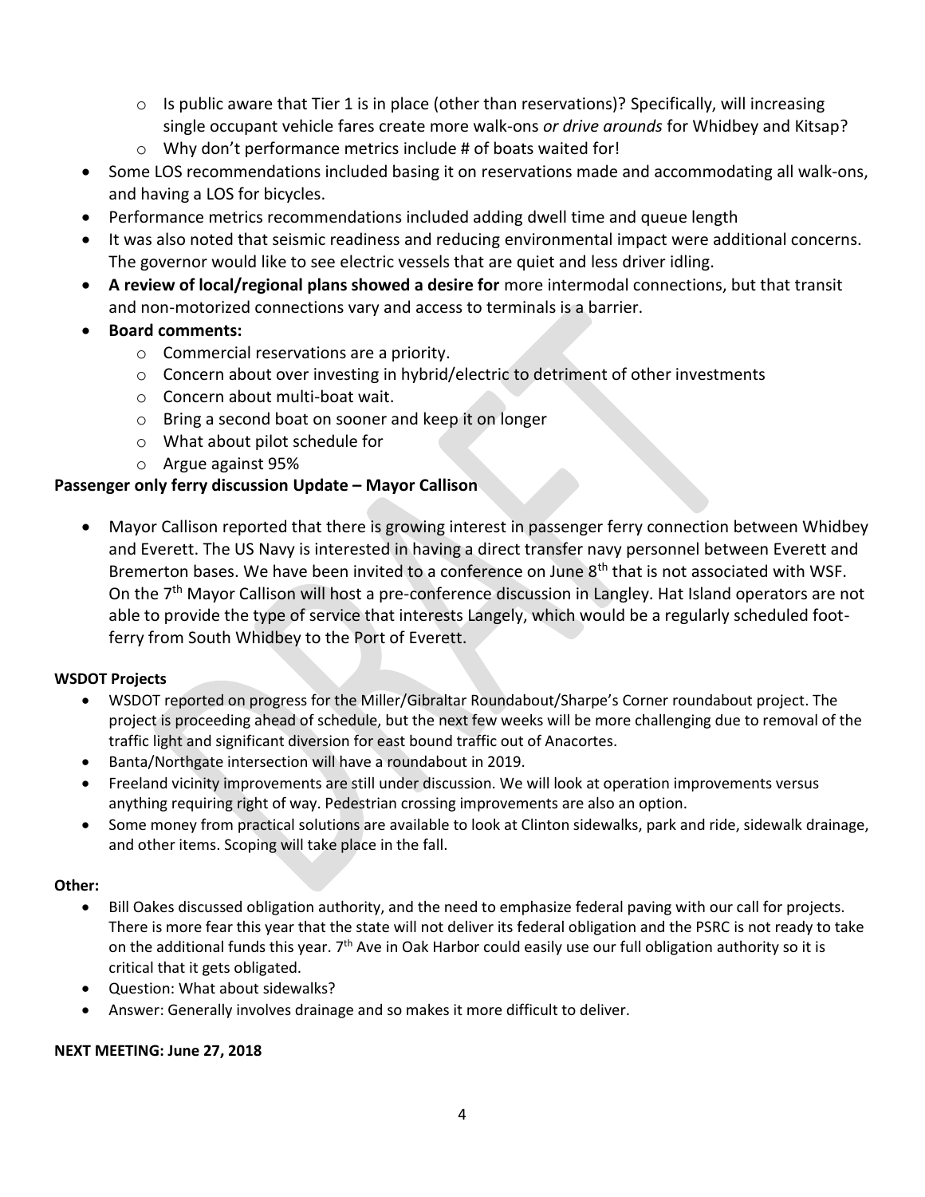- Is public aware that Tier 1 is in place (other than reservations)? Specifically, will increasing single occupant vehicle fares create more walk-ons *or drive arounds* for Whidbey and Kitsap?
  - Why don't performance metrics include # of boats waited for!
- Some LOS recommendations included basing it on reservations made and accommodating all walk-ons, and having a LOS for bicycles.
- Performance metrics recommendations included adding dwell time and queue length
- It was also noted that seismic readiness and reducing environmental impact were additional concerns. The governor would like to see electric vessels that are quiet and less driver idling.
- **A review of local/regional plans showed a desire for** more intermodal connections, but that transit and non-motorized connections vary and access to terminals is a barrier.
- **Board comments:**
  - Commercial reservations are a priority.
  - Concern about over investing in hybrid/electric to detriment of other investments
  - Concern about multi-boat wait.
  - Bring a second boat on sooner and keep it on longer
  - What about pilot schedule for
  - Argue against 95%

**Passenger only ferry discussion Update – Mayor Callison**

- Mayor Callison reported that there is growing interest in passenger ferry connection between Whidbey and Everett. The US Navy is interested in having a direct transfer navy personnel between Everett and Bremerton bases. We have been invited to a conference on June 8th that is not associated with WSF. On the 7th Mayor Callison will host a pre-conference discussion in Langley. Hat Island operators are not able to provide the type of service that interests Langely, which would be a regularly scheduled foot-ferry from South Whidbey to the Port of Everett.

**WSDOT Projects**

- WSDOT reported on progress for the Miller/Gibraltar Roundabout/Sharpe's Corner roundabout project. The project is proceeding ahead of schedule, but the next few weeks will be more challenging due to removal of the traffic light and significant diversion for east bound traffic out of Anacortes.
- Banta/Northgate intersection will have a roundabout in 2019.
- Freeland vicinity improvements are still under discussion. We will look at operation improvements versus anything requiring right of way. Pedestrian crossing improvements are also an option.
- Some money from practical solutions are available to look at Clinton sidewalks, park and ride, sidewalk drainage, and other items. Scoping will take place in the fall.

**Other:**

- Bill Oakes discussed obligation authority, and the need to emphasize federal paving with our call for projects. There is more fear this year that the state will not deliver its federal obligation and the PSRC is not ready to take on the additional funds this year. 7th Ave in Oak Harbor could easily use our full obligation authority so it is critical that it gets obligated.
- Question: What about sidewalks?
- Answer: Generally involves drainage and so makes it more difficult to deliver.

**NEXT MEETING: June 27, 2018**